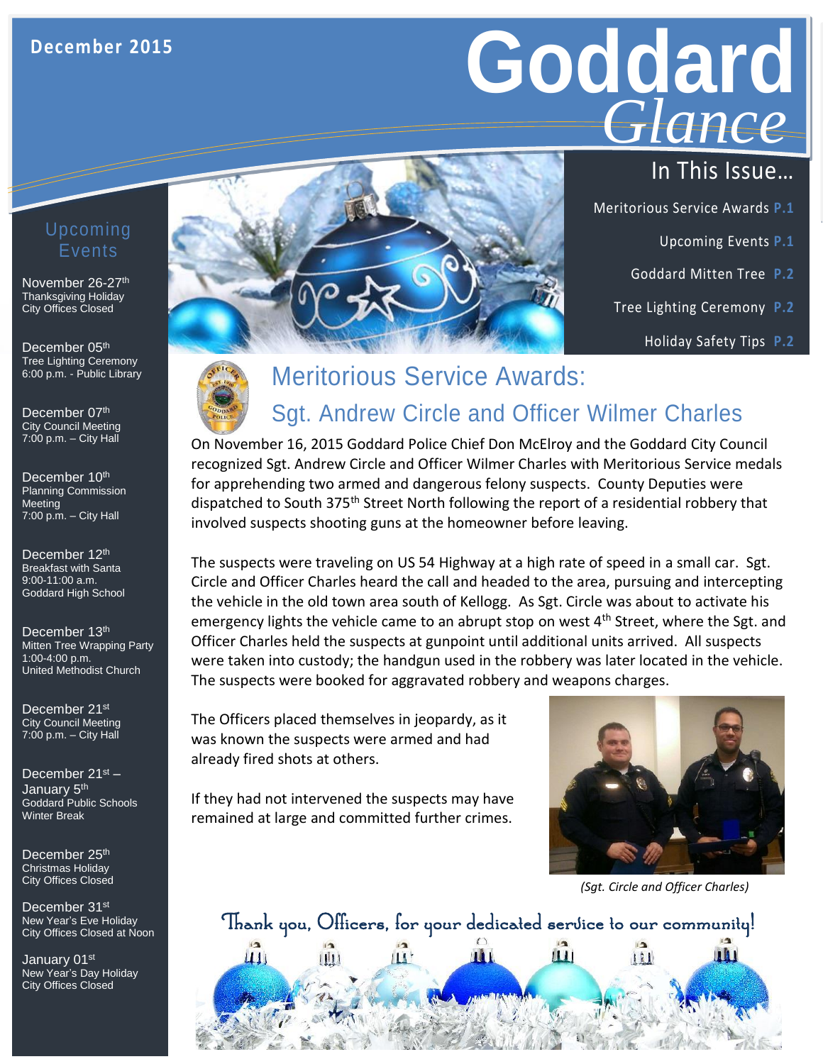December 2015

# Goddard *Glance*

## In This Issue…

- Meritorious Service Awards **P.1**
- Upcoming Events **P.1**
- Goddard Mitten Tree **P.2**
- Tree Lighting Ceremony **P.2**
- Holiday Safety Tips **P.2**

## Upcoming Events

**November 26-27th**
Thanksgiving Holiday
City Offices Closed

**December 05th**
Tree Lighting Ceremony
6:00 p.m. - Public Library

**December 07th**
City Council Meeting
7:00 p.m. – City Hall

**December 10th**
Planning Commission Meeting
7:00 p.m. – City Hall

**December 12th**
Breakfast with Santa
9:00-11:00 a.m.
Goddard High School

**December 13th**
Mitten Tree Wrapping Party
1:00-4:00 p.m.
United Methodist Church

**December 21st**
City Council Meeting
7:00 p.m. – City Hall

**December 21st – January 5th**
Goddard Public Schools
Winter Break

**December 25th**
Christmas Holiday
City Offices Closed

**December 31st**
New Year's Eve Holiday
City Offices Closed at Noon

**January 01st**
New Year's Day Holiday
City Offices Closed

## Meritorious Service Awards: Sgt. Andrew Circle and Officer Wilmer Charles

On November 16, 2015 Goddard Police Chief Don McElroy and the Goddard City Council recognized Sgt. Andrew Circle and Officer Wilmer Charles with Meritorious Service medals for apprehending two armed and dangerous felony suspects. County Deputies were dispatched to South 375th Street North following the report of a residential robbery that involved suspects shooting guns at the homeowner before leaving.

The suspects were traveling on US 54 Highway at a high rate of speed in a small car. Sgt. Circle and Officer Charles heard the call and headed to the area, pursuing and intercepting the vehicle in the old town area south of Kellogg. As Sgt. Circle was about to activate his emergency lights the vehicle came to an abrupt stop on west 4th Street, where the Sgt. and Officer Charles held the suspects at gunpoint until additional units arrived. All suspects were taken into custody; the handgun used in the robbery was later located in the vehicle. The suspects were booked for aggravated robbery and weapons charges.

The Officers placed themselves in jeopardy, as it was known the suspects were armed and had already fired shots at others.

If they had not intervened the suspects may have remained at large and committed further crimes.

*(Sgt. Circle and Officer Charles)*

Thank you, Officers, for your dedicated service to our community!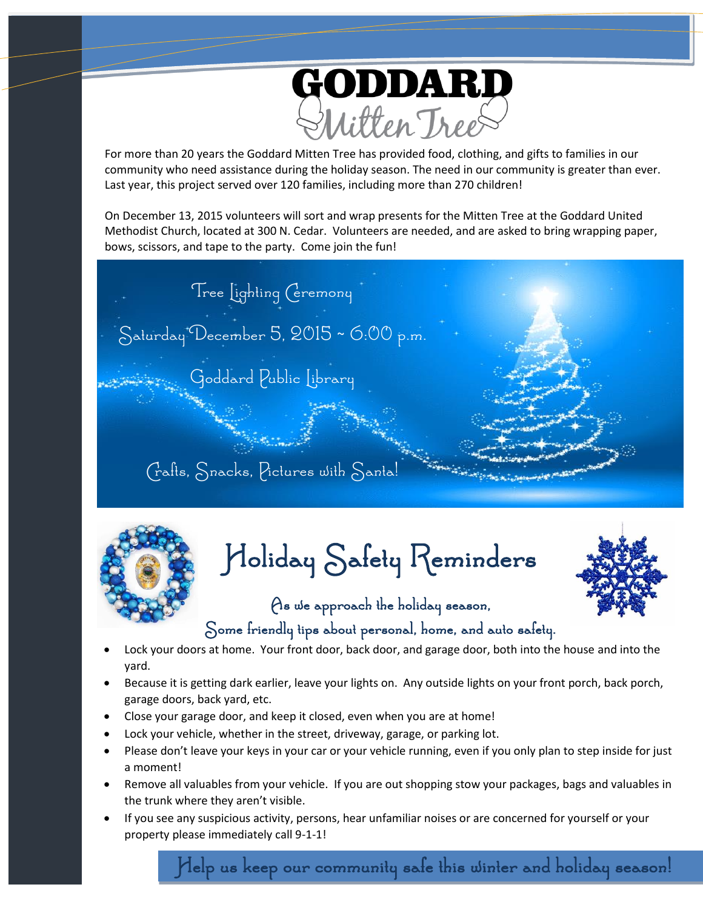# GODDARD Mitten Tree

For more than 20 years the Goddard Mitten Tree has provided food, clothing, and gifts to families in our community who need assistance during the holiday season. The need in our community is greater than ever. Last year, this project served over 120 families, including more than 270 children!

On December 13, 2015 volunteers will sort and wrap presents for the Mitten Tree at the Goddard United Methodist Church, located at 300 N. Cedar. Volunteers are needed, and are asked to bring wrapping paper, bows, scissors, and tape to the party. Come join the fun!

Tree Lighting Ceremony

Saturday December 5, 2015 ~ 6:00 p.m.

Goddard Public Library

Crafts, Snacks, Pictures with Santa!

## Holiday Safety Reminders

As we approach the holiday season,

Some friendly tips about personal, home, and auto safety.

- Lock your doors at home. Your front door, back door, and garage door, both into the house and into the yard.
- Because it is getting dark earlier, leave your lights on. Any outside lights on your front porch, back porch, garage doors, back yard, etc.
- Close your garage door, and keep it closed, even when you are at home!
- Lock your vehicle, whether in the street, driveway, garage, or parking lot.
- Please don't leave your keys in your car or your vehicle running, even if you only plan to step inside for just a moment!
- Remove all valuables from your vehicle. If you are out shopping stow your packages, bags and valuables in the trunk where they aren't visible.
- If you see any suspicious activity, persons, hear unfamiliar noises or are concerned for yourself or your property please immediately call 9-1-1!

Help us keep our community safe this winter and holiday season!